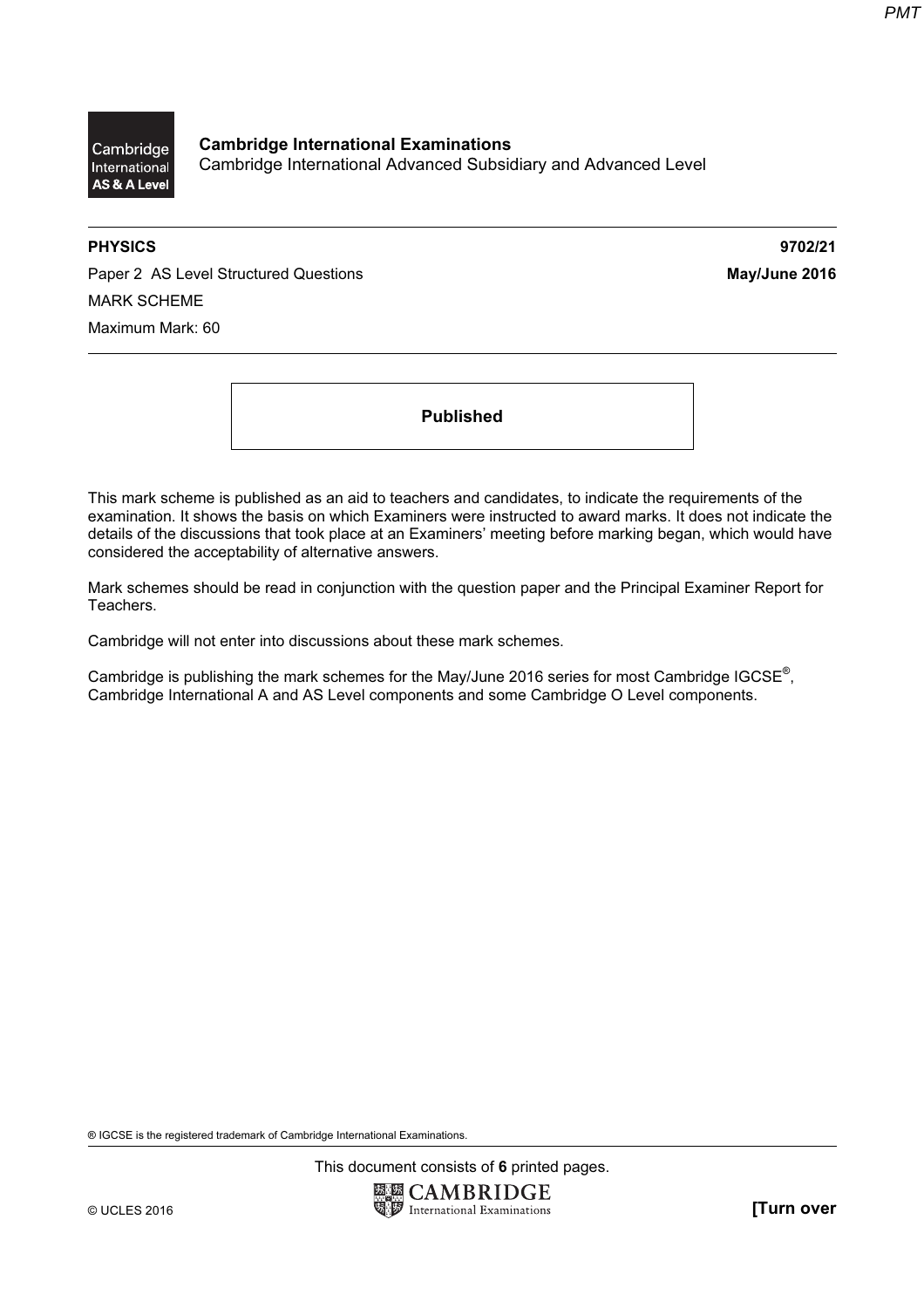**Cambridge International Examinations**
Cambridge International Advanced Subsidiary and Advanced Level

| | |
|---|---|
| **PHYSICS** | **9702/21** |
| Paper 2 AS Level Structured Questions | **May/June 2016** |
| MARK SCHEME | |
| Maximum Mark: 60 | |

**Published**

This mark scheme is published as an aid to teachers and candidates, to indicate the requirements of the examination. It shows the basis on which Examiners were instructed to award marks. It does not indicate the details of the discussions that took place at an Examiners' meeting before marking began, which would have considered the acceptability of alternative answers.

Mark schemes should be read in conjunction with the question paper and the Principal Examiner Report for Teachers.

Cambridge will not enter into discussions about these mark schemes.

Cambridge is publishing the mark schemes for the May/June 2016 series for most Cambridge IGCSE®, Cambridge International A and AS Level components and some Cambridge O Level components.

® IGCSE is the registered trademark of Cambridge International Examinations.

This document consists of **6** printed pages.

© UCLES 2016 **[Turn over**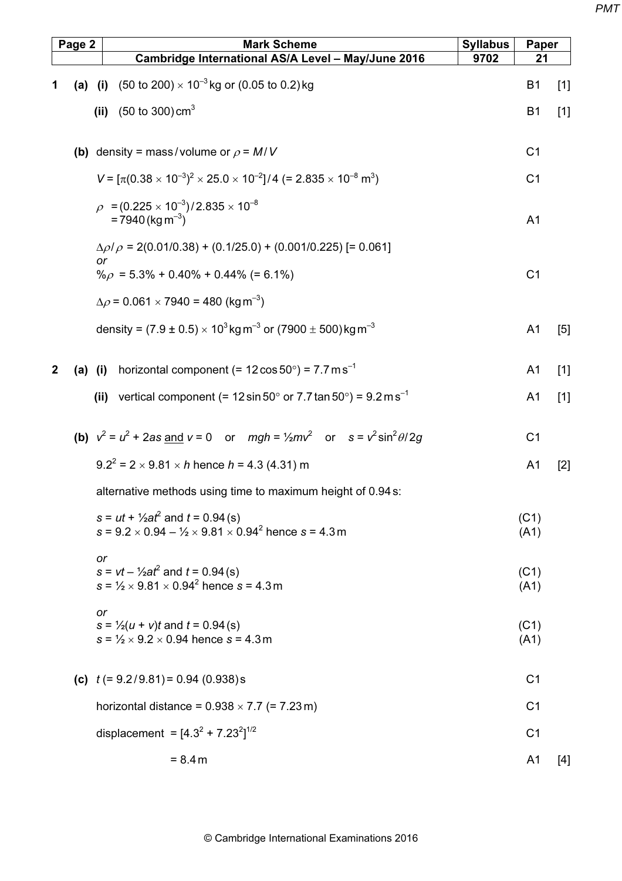| Page 2 | Mark Scheme | Syllabus | Paper |
|---|---|---|---|
| | Cambridge International AS/A Level – May/June 2016 | 9702 | 21 |

| | | | | | |
|---|---|---|---|---|---|
| 1 | (a) | (i) | $(50 \text{ to } 200) \times 10^{-3}$ kg or (0.05 to 0.2) kg | B1 | [1] |
| | | (ii) | (50 to 300) $\text{cm}^3$ | B1 | [1] |
| | (b) | | density = mass / volume or $\rho = M/V$ | C1 | |
| | | | $V = [\pi(0.38 \times 10^{-3})^2 \times 25.0 \times 10^{-2}]/4$ (= $2.835 \times 10^{-8}$ $\text{m}^3$) | C1 | |
| | | | $\rho = (0.225 \times 10^{-3})/2.835 \times 10^{-8}$ <br> $= 7940$ ($\text{kg m}^{-3}$) | A1 | |
| | | | $\Delta\rho/\rho = 2(0.01/0.38) + (0.1/25.0) + (0.001/0.225)$ [= 0.061] <br> *or* <br> $\%\rho$ = 5.3% + 0.40% + 0.44% (= 6.1%) | C1 | |
| | | | $\Delta\rho = 0.061 \times 7940 = 480$ ($\text{kg m}^{-3}$) | | |
| | | | density = $(7.9 \pm 0.5) \times 10^3$ $\text{kg m}^{-3}$ or $(7900 \pm 500)$ $\text{kg m}^{-3}$ | A1 | [5] |
| 2 | (a) | (i) | horizontal component (= $12\cos 50°$) = 7.7 $\text{m s}^{-1}$ | A1 | [1] |
| | | (ii) | vertical component (= $12\sin 50°$ or $7.7\tan 50°$) = 9.2 $\text{m s}^{-1}$ | A1 | [1] |
| | (b) | | $v^2 = u^2 + 2as$ and $v = 0$ or $mgh = ½mv^2$ or $s = v^2\sin^2\theta/2g$ | C1 | |
| | | | $9.2^2 = 2 \times 9.81 \times h$ hence $h$ = 4.3 (4.31) m | A1 | [2] |
| | | | alternative methods using time to maximum height of 0.94 s: | | |
| | | | $s = ut + ½at^2$ and $t$ = 0.94 (s) <br> $s = 9.2 \times 0.94 - ½ \times 9.81 \times 0.94^2$ hence $s$ = 4.3 m | (C1) <br> (A1) | |
| | | | *or* <br> $s = vt - ½at^2$ and $t$ = 0.94 (s) <br> $s = ½ \times 9.81 \times 0.94^2$ hence $s$ = 4.3 m | (C1) <br> (A1) | |
| | | | *or* <br> $s = ½(u + v)t$ and $t$ = 0.94 (s) <br> $s = ½ \times 9.2 \times 0.94$ hence $s$ = 4.3 m | (C1) <br> (A1) | |
| | (c) | | $t$ (= 9.2 / 9.81) = 0.94 (0.938) s | C1 | |
| | | | horizontal distance = $0.938 \times 7.7$ (= 7.23 m) | C1 | |
| | | | displacement = $[4.3^2 + 7.23^2]^{1/2}$ | C1 | |
| | | | = 8.4 m | A1 | [4] |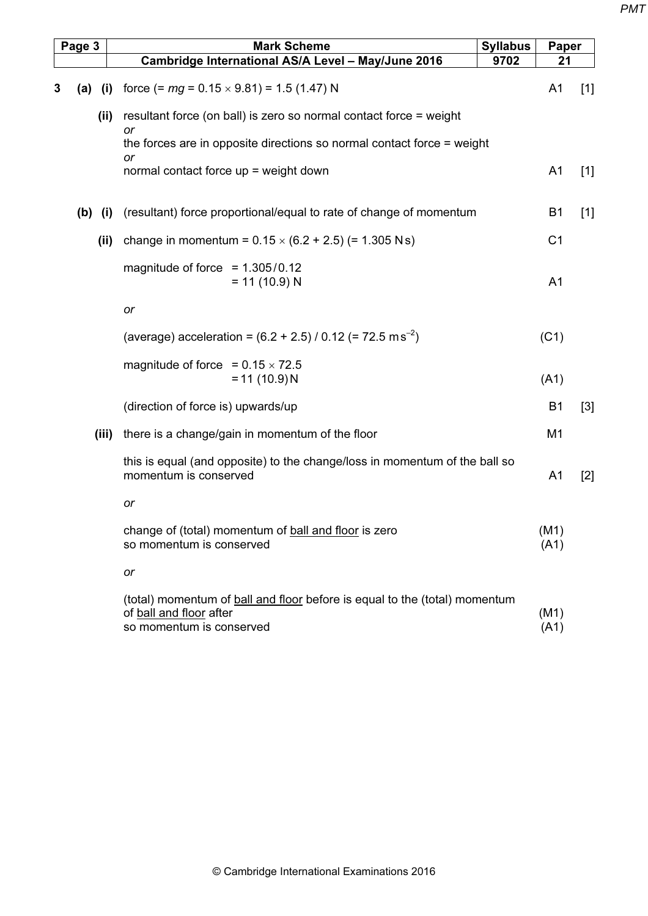| Page 3 | Mark Scheme | Syllabus | Paper |
|---|---|---|---|
| | Cambridge International AS/A Level – May/June 2016 | 9702 | 21 |

| Question | | Answer | Mark | |
|---|---|---|---|---|
| 3 (a) | (i) | force (= $mg = 0.15 \times 9.81$) = 1.5 (1.47) N | A1 | [1] |
| | (ii) | resultant force (on ball) is zero so normal contact force = weight *or* the forces are in opposite directions so normal contact force = weight *or* normal contact force up = weight down | A1 | [1] |
| (b) | (i) | (resultant) force proportional/equal to rate of change of momentum | B1 | [1] |
| | (ii) | change in momentum = $0.15 \times (6.2 + 2.5)$ (= 1.305 N s) | C1 | |
| | | magnitude of force = 1.305 / 0.12 = 11 (10.9) N | A1 | |
| | | *or* | | |
| | | (average) acceleration = (6.2 + 2.5) / 0.12 (= 72.5 m s$^{-2}$) | (C1) | |
| | | magnitude of force = $0.15 \times 72.5$ = 11 (10.9) N | (A1) | |
| | | (direction of force is) upwards/up | B1 | [3] |
| | (iii) | there is a change/gain in momentum of the floor | M1 | |
| | | this is equal (and opposite) to the change/loss in momentum of the ball so momentum is conserved | A1 | [2] |
| | | *or* | | |
| | | change of (total) momentum of ball and floor is zero so momentum is conserved | (M1) (A1) | |
| | | *or* | | |
| | | (total) momentum of ball and floor before is equal to the (total) momentum of ball and floor after so momentum is conserved | (M1) (A1) | |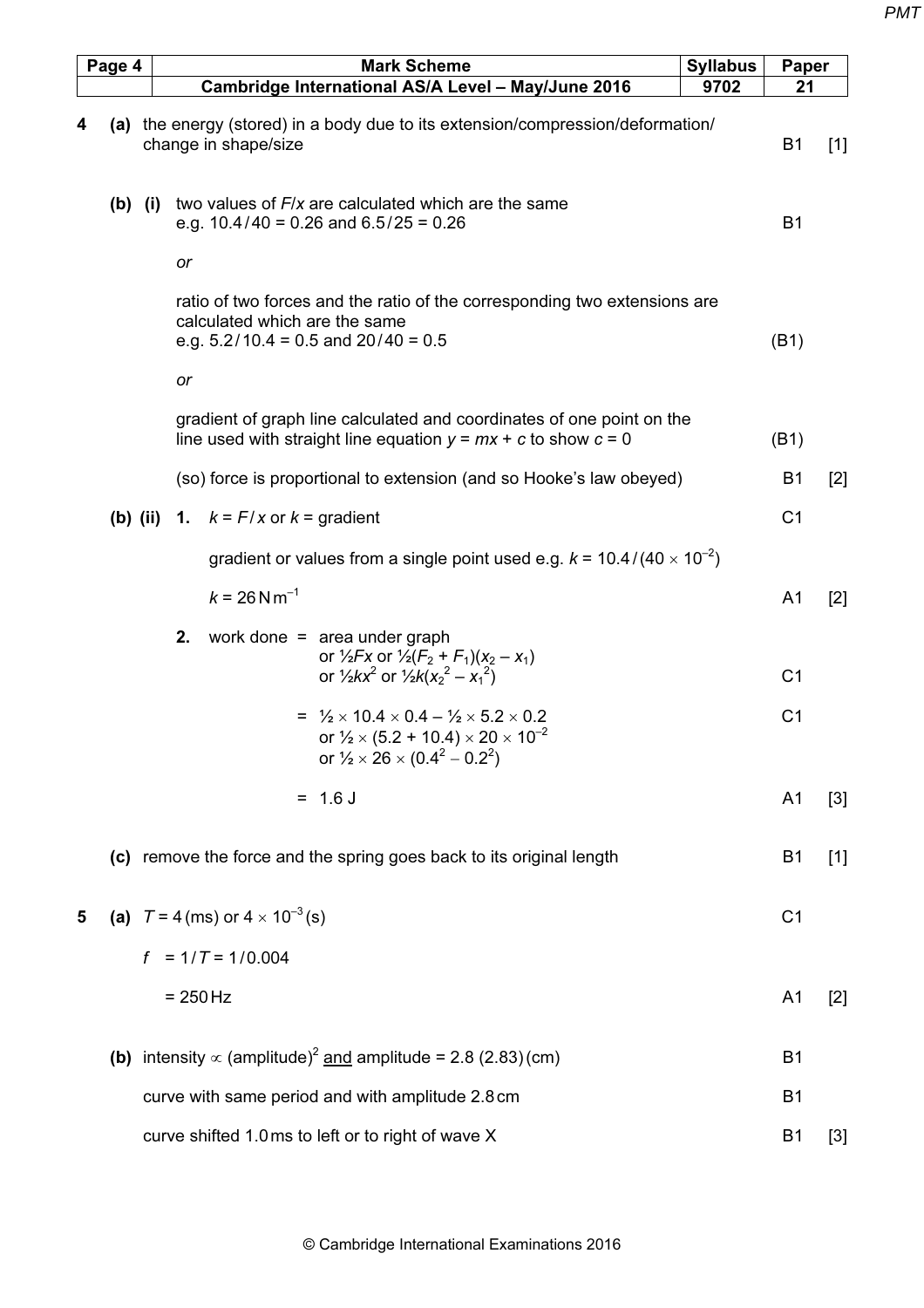| Page 4 | Mark Scheme | Syllabus | Paper |
|---|---|---|---|
| | Cambridge International AS/A Level – May/June 2016 | 9702 | 21 |

| | | | Answer | Mark | Total |
|---|---|---|---|---|---|
| **4** | **(a)** | | the energy (stored) in a body due to its extension/compression/deformation/ change in shape/size | B1 | [1] |
| | **(b)** | **(i)** | two values of $F/x$ are calculated which are the same e.g. $10.4/40 = 0.26$ and $6.5/25 = 0.26$ | B1 | |
| | | | *or* | | |
| | | | ratio of two forces and the ratio of the corresponding two extensions are calculated which are the same e.g. $5.2/10.4 = 0.5$ and $20/40 = 0.5$ | (B1) | |
| | | | *or* | | |
| | | | gradient of graph line calculated and coordinates of one point on the line used with straight line equation $y = mx + c$ to show $c = 0$ | (B1) | |
| | | | (so) force is proportional to extension (and so Hooke's law obeyed) | B1 | [2] |
| | **(b)** | **(ii)** | **1.** $k = F/x$ or $k$ = gradient | C1 | |
| | | | gradient or values from a single point used e.g. $k = 10.4/(40 \times 10^{-2})$ | | |
| | | | $k = 26\,\text{N m}^{-1}$ | A1 | [2] |
| | | | **2.** work done = area under graph or $½Fx$ or $½(F_2 + F_1)(x_2 - x_1)$ or $½kx^2$ or $½k(x_2^2 - x_1^2)$ | C1 | |
| | | | $= ½ \times 10.4 \times 0.4 - ½ \times 5.2 \times 0.2$ or $½ \times (5.2 + 10.4) \times 20 \times 10^{-2}$ or $½ \times 26 \times (0.4^2 - 0.2^2)$ | C1 | |
| | | | $= 1.6\,\text{J}$ | A1 | [3] |
| | **(c)** | | remove the force and the spring goes back to its original length | B1 | [1] |
| **5** | **(a)** | | $T = 4$ (ms) or $4 \times 10^{-3}$ (s) | C1 | |
| | | | $f = 1/T = 1/0.004$ | | |
| | | | $= 250\,\text{Hz}$ | A1 | [2] |
| | **(b)** | | intensity $\propto$ (amplitude)$^2$ and amplitude = 2.8 (2.83) (cm) | B1 | |
| | | | curve with same period and with amplitude 2.8 cm | B1 | |
| | | | curve shifted 1.0 ms to left or to right of wave X | B1 | [3] |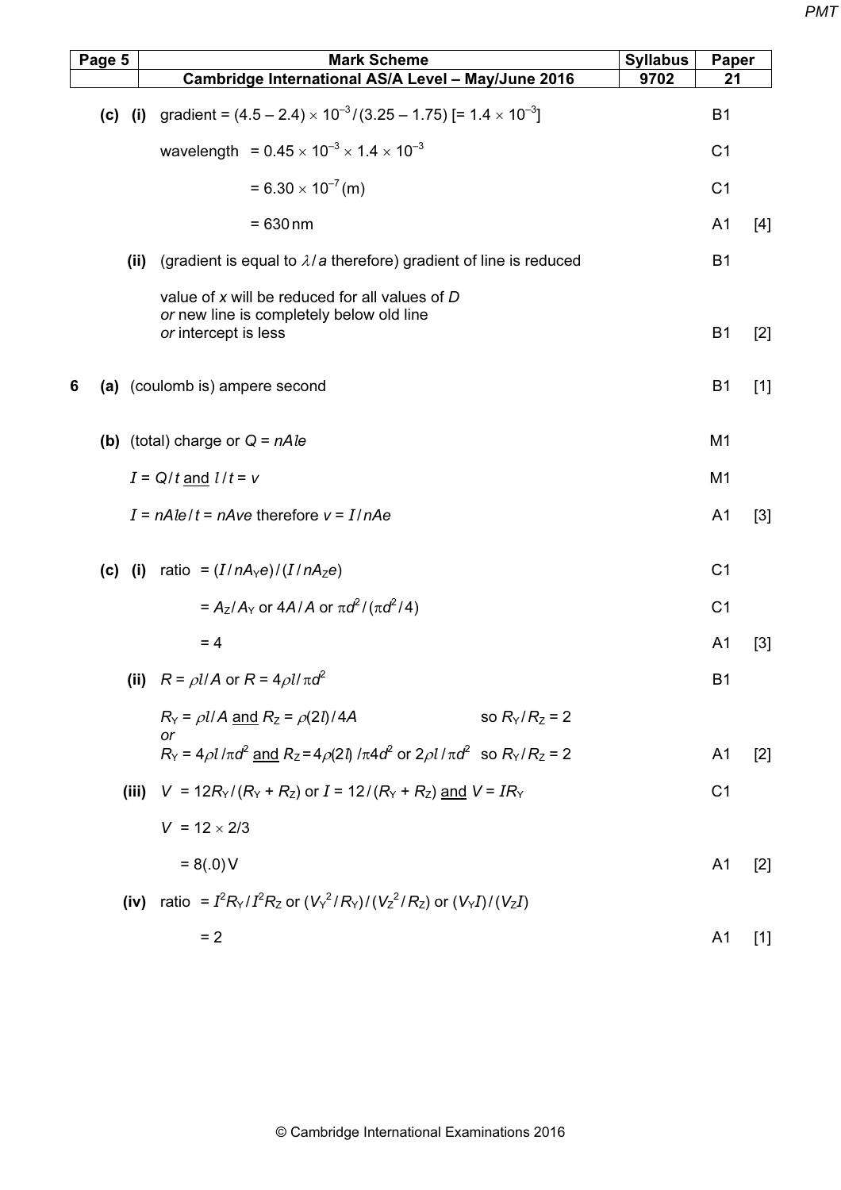| Page 5 | Mark Scheme | Syllabus | Paper |
|---|---|---|---|
| | Cambridge International AS/A Level – May/June 2016 | 9702 | 21 |

| | | | | |
|---|---|---|---|---|
| **(c)** | **(i)** | gradient = $(4.5 - 2.4) \times 10^{-3} / (3.25 - 1.75)$ [= $1.4 \times 10^{-3}$] | B1 | |
| | | wavelength = $0.45 \times 10^{-3} \times 1.4 \times 10^{-3}$ | C1 | |
| | | = $6.30 \times 10^{-7}$ (m) | C1 | |
| | | = 630 nm | A1 | [4] |
| | **(ii)** | (gradient is equal to $\lambda / a$ therefore) gradient of line is reduced | B1 | |
| | | value of $x$ will be reduced for all values of $D$ *or* new line is completely below old line *or* intercept is less | B1 | [2] |

| | | | | |
|---|---|---|---|---|
| **6** | **(a)** | (coulomb is) ampere second | B1 | [1] |
| | **(b)** | (total) charge or $Q = nAle$ | M1 | |
| | | $I = Q/t$ <u>and</u> $l/t = v$ | M1 | |
| | | $I = nAle/t = nAve$ therefore $v = I/nAe$ | A1 | [3] |

| | | | | |
|---|---|---|---|---|
| **(c)** | **(i)** | ratio = $(I / nA_Y e) / (I / nA_Z e)$ | C1 | |
| | | = $A_Z / A_Y$ or $4A/A$ or $\pi d^2 / (\pi d^2 / 4)$ | C1 | |
| | | = 4 | A1 | [3] |
| | **(ii)** | $R = \rho l / A$ or $R = 4\rho l / \pi d^2$ | B1 | |
| | | $R_Y = \rho l / A$ <u>and</u> $R_Z = \rho(2l)/4A$ so $R_Y / R_Z = 2$ *or* $R_Y = 4\rho l / \pi d^2$ <u>and</u> $R_Z = 4\rho(2l) / \pi 4 d^2$ or $2\rho l / \pi d^2$ so $R_Y / R_Z = 2$ | A1 | [2] |
| | **(iii)** | $V = 12 R_Y / (R_Y + R_Z)$ or $I = 12 / (R_Y + R_Z)$ <u>and</u> $V = IR_Y$ | C1 | |
| | | $V = 12 \times 2/3$ | | |
| | | = 8(.0) V | A1 | [2] |
| | **(iv)** | ratio = $I^2 R_Y / I^2 R_Z$ or $(V_Y^2 / R_Y) / (V_Z^2 / R_Z)$ or $(V_Y I) / (V_Z I)$ | | |
| | | = 2 | A1 | [1] |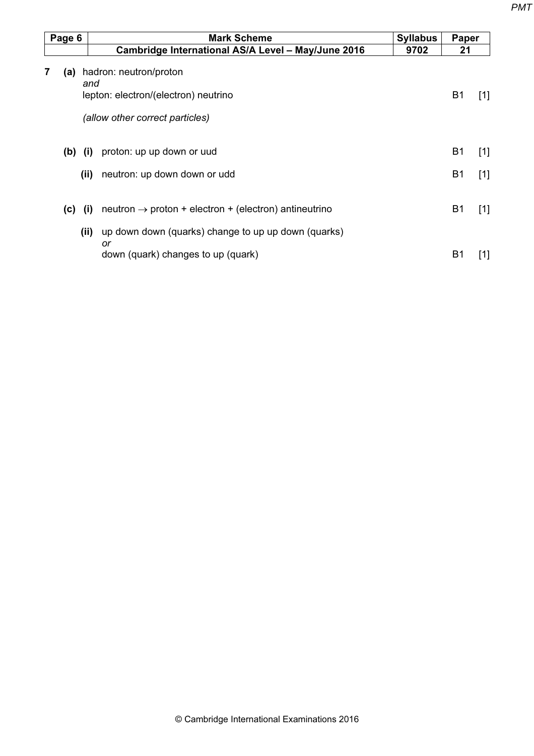| Page 6 | Mark Scheme | Syllabus | Paper |
| --- | --- | --- | --- |
| | Cambridge International AS/A Level – May/June 2016 | 9702 | 21 |

| | | | | | |
| --- | --- | --- | --- | --- | --- |
| 7 | (a) | | hadron: neutron/proton *and* lepton: electron/(electron) neutrino *(allow other correct particles)* | B1 | [1] |
| | (b) | (i) | proton: up up down or uud | B1 | [1] |
| | | (ii) | neutron: up down down or udd | B1 | [1] |
| | (c) | (i) | neutron $\rightarrow$ proton + electron + (electron) antineutrino | B1 | [1] |
| | | (ii) | up down down (quarks) change to up up down (quarks) *or* down (quark) changes to up (quark) | B1 | [1] |

© Cambridge International Examinations 2016